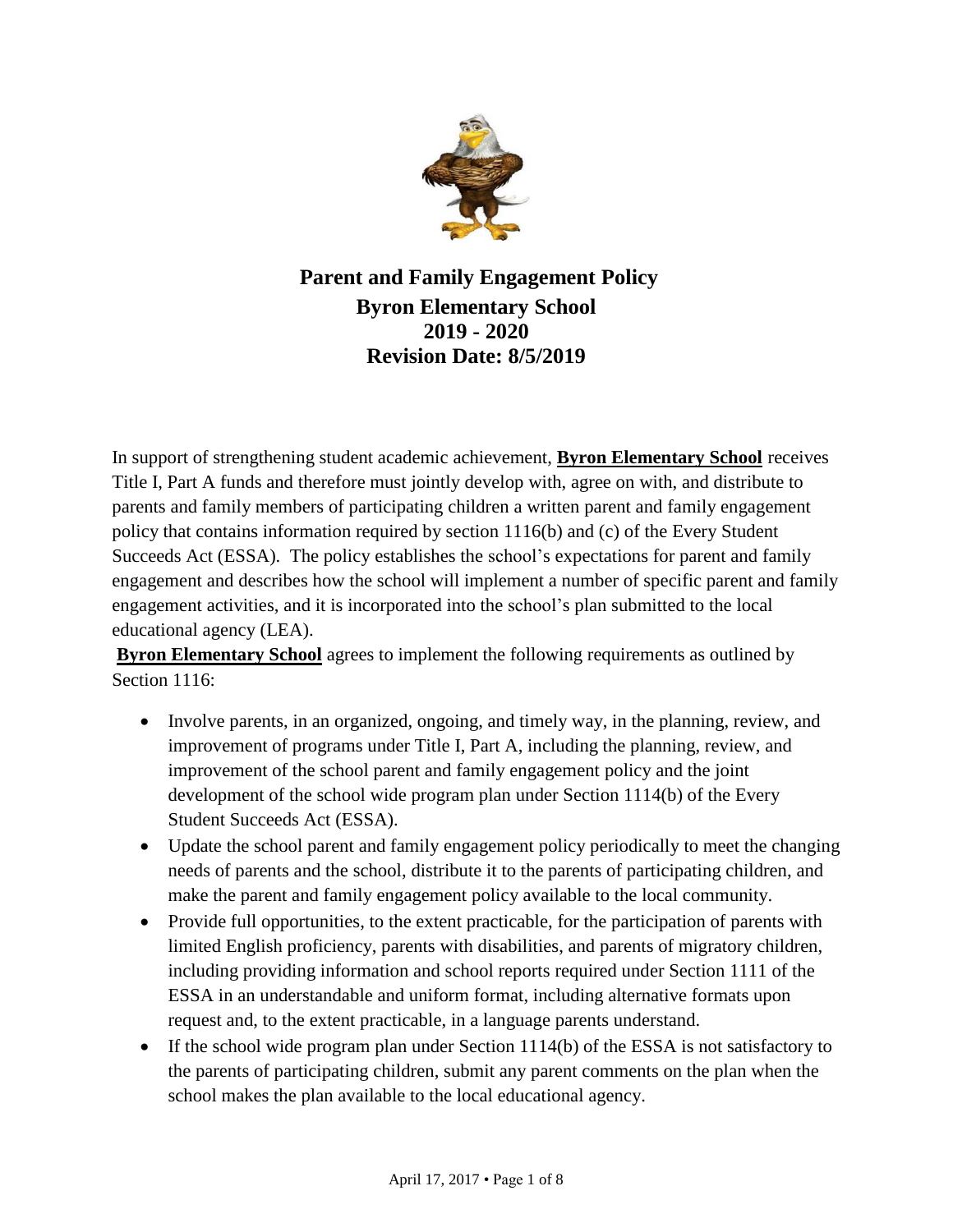# Parent and Family Engagement Policy

## Byron Elementary School
## 2019 - 2020
## Revision Date: 8/5/2019

In support of strengthening student academic achievement, **Byron Elementary School** receives Title I, Part A funds and therefore must jointly develop with, agree on with, and distribute to parents and family members of participating children a written parent and family engagement policy that contains information required by section 1116(b) and (c) of the Every Student Succeeds Act (ESSA). The policy establishes the school's expectations for parent and family engagement and describes how the school will implement a number of specific parent and family engagement activities, and it is incorporated into the school's plan submitted to the local educational agency (LEA).

**Byron Elementary School** agrees to implement the following requirements as outlined by Section 1116:

- Involve parents, in an organized, ongoing, and timely way, in the planning, review, and improvement of programs under Title I, Part A, including the planning, review, and improvement of the school parent and family engagement policy and the joint development of the school wide program plan under Section 1114(b) of the Every Student Succeeds Act (ESSA).
- Update the school parent and family engagement policy periodically to meet the changing needs of parents and the school, distribute it to the parents of participating children, and make the parent and family engagement policy available to the local community.
- Provide full opportunities, to the extent practicable, for the participation of parents with limited English proficiency, parents with disabilities, and parents of migratory children, including providing information and school reports required under Section 1111 of the ESSA in an understandable and uniform format, including alternative formats upon request and, to the extent practicable, in a language parents understand.
- If the school wide program plan under Section 1114(b) of the ESSA is not satisfactory to the parents of participating children, submit any parent comments on the plan when the school makes the plan available to the local educational agency.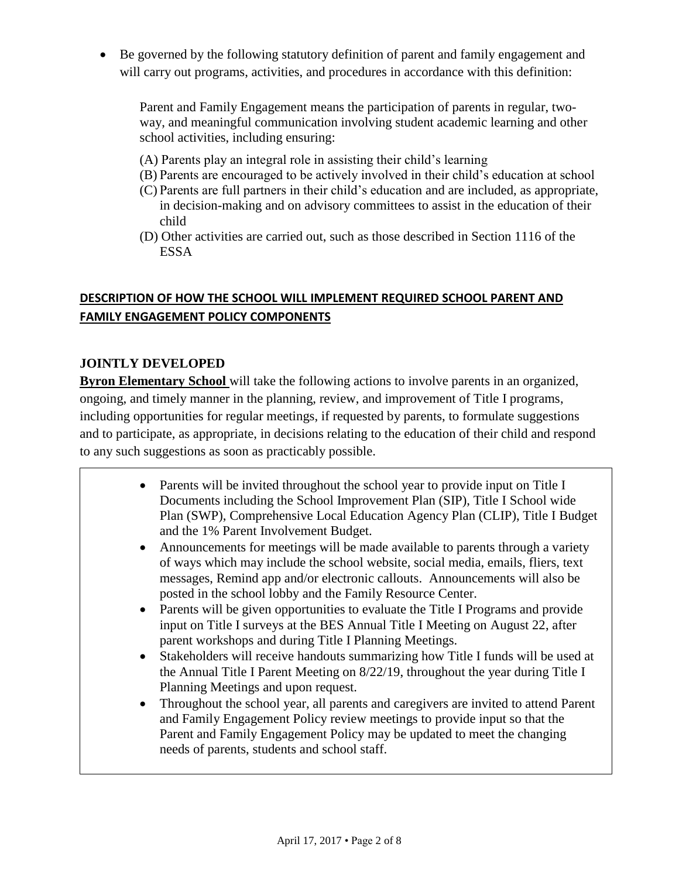- Be governed by the following statutory definition of parent and family engagement and will carry out programs, activities, and procedures in accordance with this definition:

  Parent and Family Engagement means the participation of parents in regular, two-way, and meaningful communication involving student academic learning and other school activities, including ensuring:

  (A) Parents play an integral role in assisting their child's learning
  (B) Parents are encouraged to be actively involved in their child's education at school
  (C) Parents are full partners in their child's education and are included, as appropriate, in decision-making and on advisory committees to assist in the education of their child
  (D) Other activities are carried out, such as those described in Section 1116 of the ESSA

## DESCRIPTION OF HOW THE SCHOOL WILL IMPLEMENT REQUIRED SCHOOL PARENT AND FAMILY ENGAGEMENT POLICY COMPONENTS

### JOINTLY DEVELOPED

**Byron Elementary School** will take the following actions to involve parents in an organized, ongoing, and timely manner in the planning, review, and improvement of Title I programs, including opportunities for regular meetings, if requested by parents, to formulate suggestions and to participate, as appropriate, in decisions relating to the education of their child and respond to any such suggestions as soon as practicably possible.

- Parents will be invited throughout the school year to provide input on Title I Documents including the School Improvement Plan (SIP), Title I School wide Plan (SWP), Comprehensive Local Education Agency Plan (CLIP), Title I Budget and the 1% Parent Involvement Budget.
- Announcements for meetings will be made available to parents through a variety of ways which may include the school website, social media, emails, fliers, text messages, Remind app and/or electronic callouts. Announcements will also be posted in the school lobby and the Family Resource Center.
- Parents will be given opportunities to evaluate the Title I Programs and provide input on Title I surveys at the BES Annual Title I Meeting on August 22, after parent workshops and during Title I Planning Meetings.
- Stakeholders will receive handouts summarizing how Title I funds will be used at the Annual Title I Parent Meeting on 8/22/19, throughout the year during Title I Planning Meetings and upon request.
- Throughout the school year, all parents and caregivers are invited to attend Parent and Family Engagement Policy review meetings to provide input so that the Parent and Family Engagement Policy may be updated to meet the changing needs of parents, students and school staff.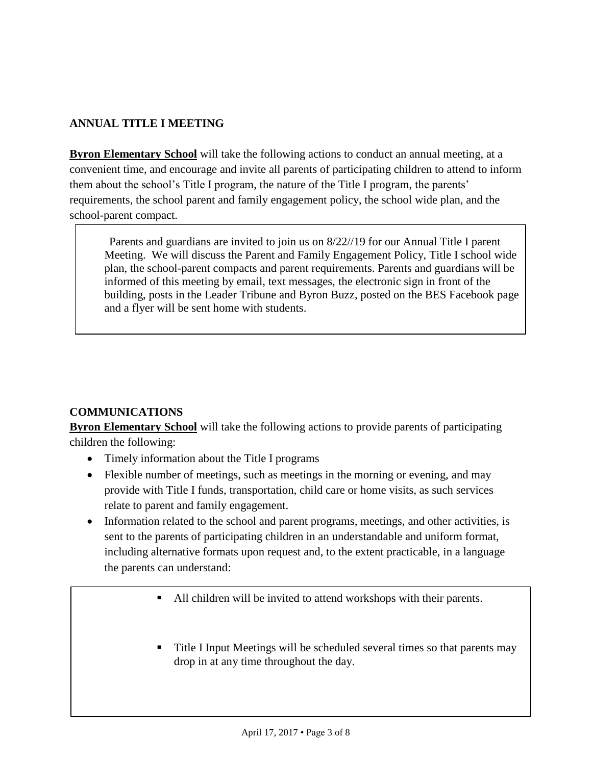## ANNUAL TITLE I MEETING

**Byron Elementary School** will take the following actions to conduct an annual meeting, at a convenient time, and encourage and invite all parents of participating children to attend to inform them about the school's Title I program, the nature of the Title I program, the parents' requirements, the school parent and family engagement policy, the school wide plan, and the school-parent compact.

Parents and guardians are invited to join us on 8/22//19 for our Annual Title I parent Meeting. We will discuss the Parent and Family Engagement Policy, Title I school wide plan, the school-parent compacts and parent requirements. Parents and guardians will be informed of this meeting by email, text messages, the electronic sign in front of the building, posts in the Leader Tribune and Byron Buzz, posted on the BES Facebook page and a flyer will be sent home with students.

## COMMUNICATIONS

**Byron Elementary School** will take the following actions to provide parents of participating children the following:

- Timely information about the Title I programs
- Flexible number of meetings, such as meetings in the morning or evening, and may provide with Title I funds, transportation, child care or home visits, as such services relate to parent and family engagement.
- Information related to the school and parent programs, meetings, and other activities, is sent to the parents of participating children in an understandable and uniform format, including alternative formats upon request and, to the extent practicable, in a language the parents can understand:

  - All children will be invited to attend workshops with their parents.
  - Title I Input Meetings will be scheduled several times so that parents may drop in at any time throughout the day.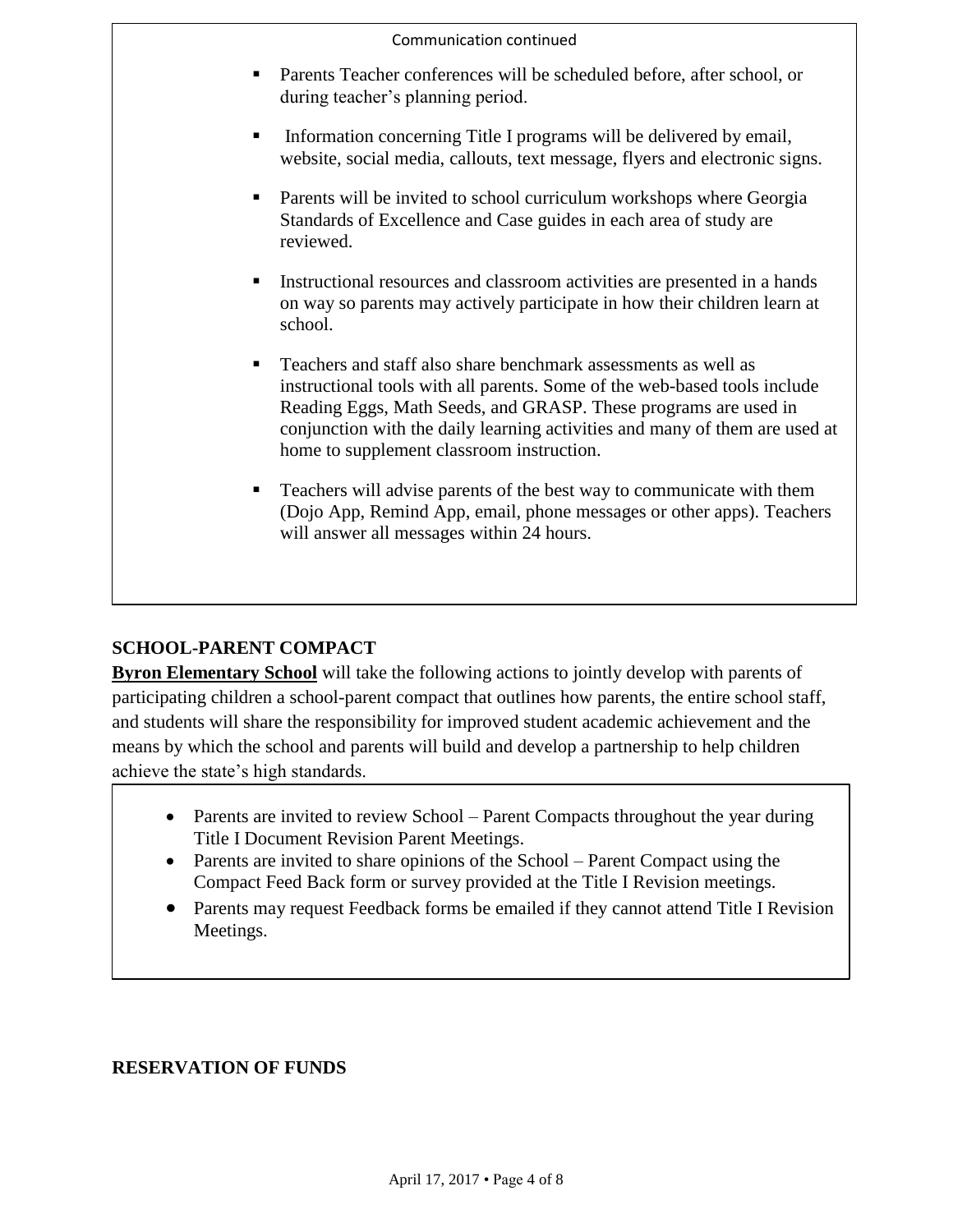Communication continued

- Parents Teacher conferences will be scheduled before, after school, or during teacher's planning period.
- Information concerning Title I programs will be delivered by email, website, social media, callouts, text message, flyers and electronic signs.
- Parents will be invited to school curriculum workshops where Georgia Standards of Excellence and Case guides in each area of study are reviewed.
- Instructional resources and classroom activities are presented in a hands on way so parents may actively participate in how their children learn at school.
- Teachers and staff also share benchmark assessments as well as instructional tools with all parents. Some of the web-based tools include Reading Eggs, Math Seeds, and GRASP. These programs are used in conjunction with the daily learning activities and many of them are used at home to supplement classroom instruction.
- Teachers will advise parents of the best way to communicate with them (Dojo App, Remind App, email, phone messages or other apps). Teachers will answer all messages within 24 hours.

## SCHOOL-PARENT COMPACT

**Byron Elementary School** will take the following actions to jointly develop with parents of participating children a school-parent compact that outlines how parents, the entire school staff, and students will share the responsibility for improved student academic achievement and the means by which the school and parents will build and develop a partnership to help children achieve the state's high standards.

- Parents are invited to review School – Parent Compacts throughout the year during Title I Document Revision Parent Meetings.
- Parents are invited to share opinions of the School – Parent Compact using the Compact Feed Back form or survey provided at the Title I Revision meetings.
- Parents may request Feedback forms be emailed if they cannot attend Title I Revision Meetings.

## RESERVATION OF FUNDS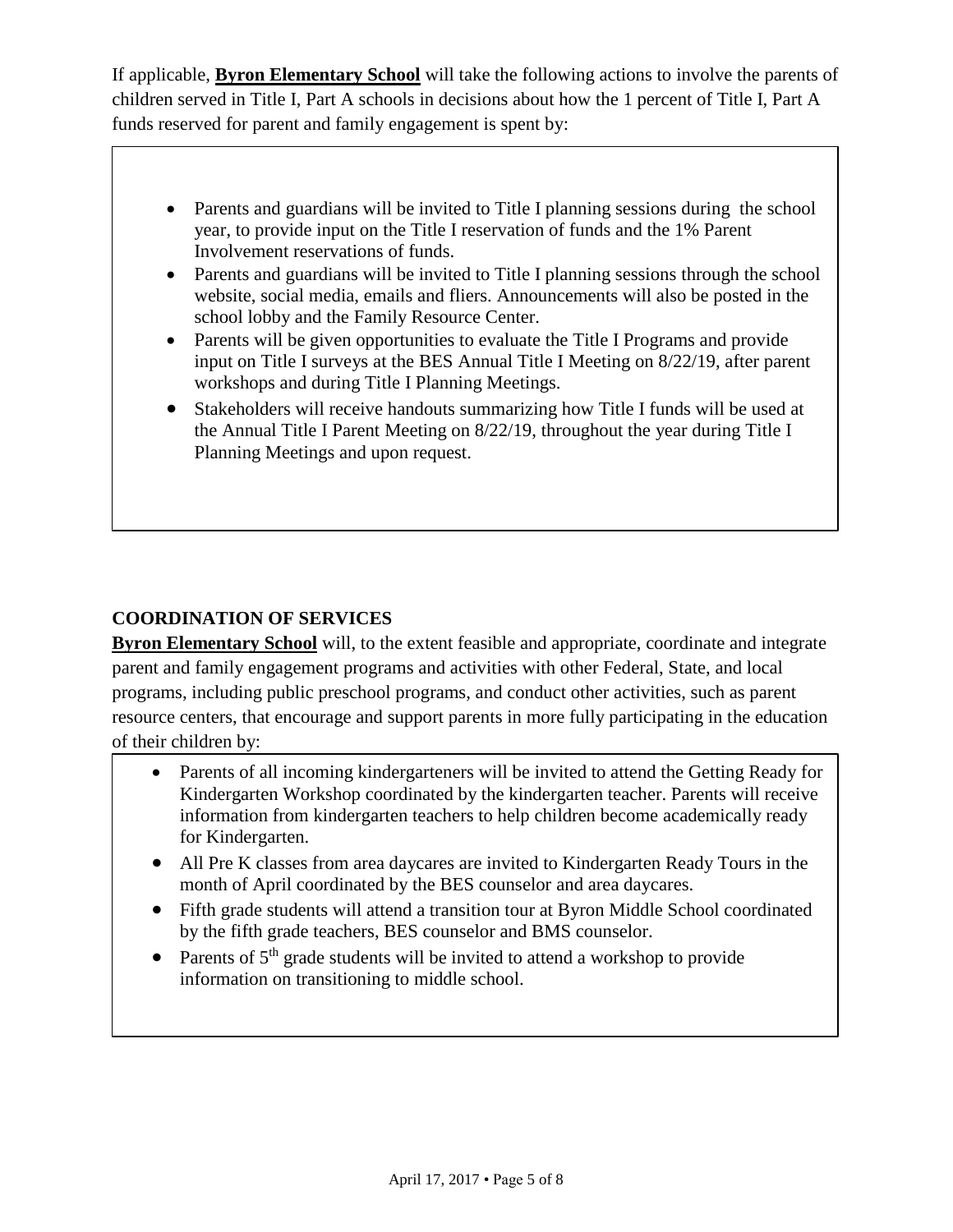If applicable, **Byron Elementary School** will take the following actions to involve the parents of children served in Title I, Part A schools in decisions about how the 1 percent of Title I, Part A funds reserved for parent and family engagement is spent by:

- Parents and guardians will be invited to Title I planning sessions during the school year, to provide input on the Title I reservation of funds and the 1% Parent Involvement reservations of funds.
- Parents and guardians will be invited to Title I planning sessions through the school website, social media, emails and fliers. Announcements will also be posted in the school lobby and the Family Resource Center.
- Parents will be given opportunities to evaluate the Title I Programs and provide input on Title I surveys at the BES Annual Title I Meeting on 8/22/19, after parent workshops and during Title I Planning Meetings.
- Stakeholders will receive handouts summarizing how Title I funds will be used at the Annual Title I Parent Meeting on 8/22/19, throughout the year during Title I Planning Meetings and upon request.

## COORDINATION OF SERVICES

**Byron Elementary School** will, to the extent feasible and appropriate, coordinate and integrate parent and family engagement programs and activities with other Federal, State, and local programs, including public preschool programs, and conduct other activities, such as parent resource centers, that encourage and support parents in more fully participating in the education of their children by:

- Parents of all incoming kindergarteners will be invited to attend the Getting Ready for Kindergarten Workshop coordinated by the kindergarten teacher. Parents will receive information from kindergarten teachers to help children become academically ready for Kindergarten.
- All Pre K classes from area daycares are invited to Kindergarten Ready Tours in the month of April coordinated by the BES counselor and area daycares.
- Fifth grade students will attend a transition tour at Byron Middle School coordinated by the fifth grade teachers, BES counselor and BMS counselor.
- Parents of 5th grade students will be invited to attend a workshop to provide information on transitioning to middle school.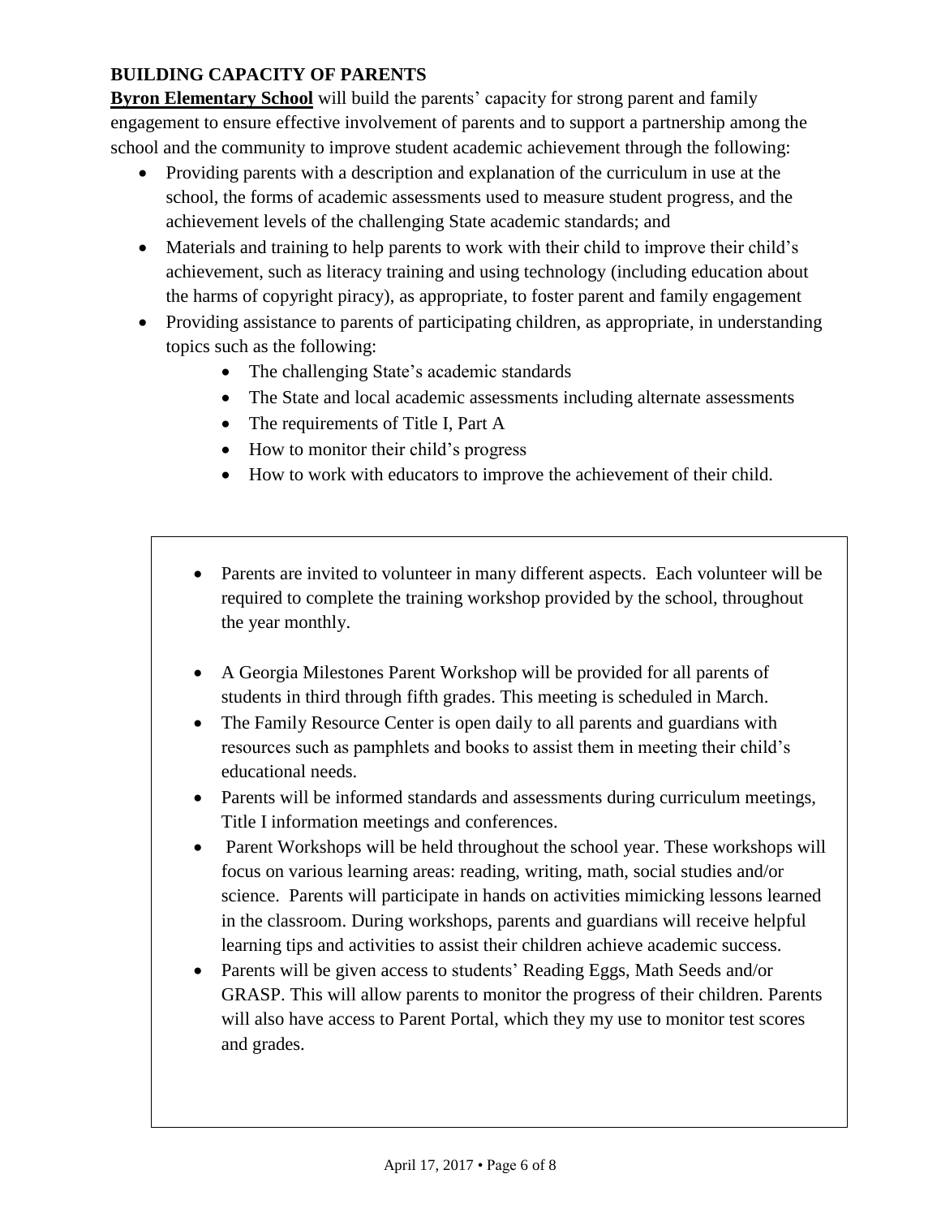**BUILDING CAPACITY OF PARENTS**

**Byron Elementary School** will build the parents' capacity for strong parent and family engagement to ensure effective involvement of parents and to support a partnership among the school and the community to improve student academic achievement through the following:

- Providing parents with a description and explanation of the curriculum in use at the school, the forms of academic assessments used to measure student progress, and the achievement levels of the challenging State academic standards; and
- Materials and training to help parents to work with their child to improve their child's achievement, such as literacy training and using technology (including education about the harms of copyright piracy), as appropriate, to foster parent and family engagement
- Providing assistance to parents of participating children, as appropriate, in understanding topics such as the following:
  - The challenging State's academic standards
  - The State and local academic assessments including alternate assessments
  - The requirements of Title I, Part A
  - How to monitor their child's progress
  - How to work with educators to improve the achievement of their child.

- Parents are invited to volunteer in many different aspects. Each volunteer will be required to complete the training workshop provided by the school, throughout the year monthly.

- A Georgia Milestones Parent Workshop will be provided for all parents of students in third through fifth grades. This meeting is scheduled in March.
- The Family Resource Center is open daily to all parents and guardians with resources such as pamphlets and books to assist them in meeting their child's educational needs.
- Parents will be informed standards and assessments during curriculum meetings, Title I information meetings and conferences.
- Parent Workshops will be held throughout the school year. These workshops will focus on various learning areas: reading, writing, math, social studies and/or science. Parents will participate in hands on activities mimicking lessons learned in the classroom. During workshops, parents and guardians will receive helpful learning tips and activities to assist their children achieve academic success.
- Parents will be given access to students' Reading Eggs, Math Seeds and/or GRASP. This will allow parents to monitor the progress of their children. Parents will also have access to Parent Portal, which they my use to monitor test scores and grades.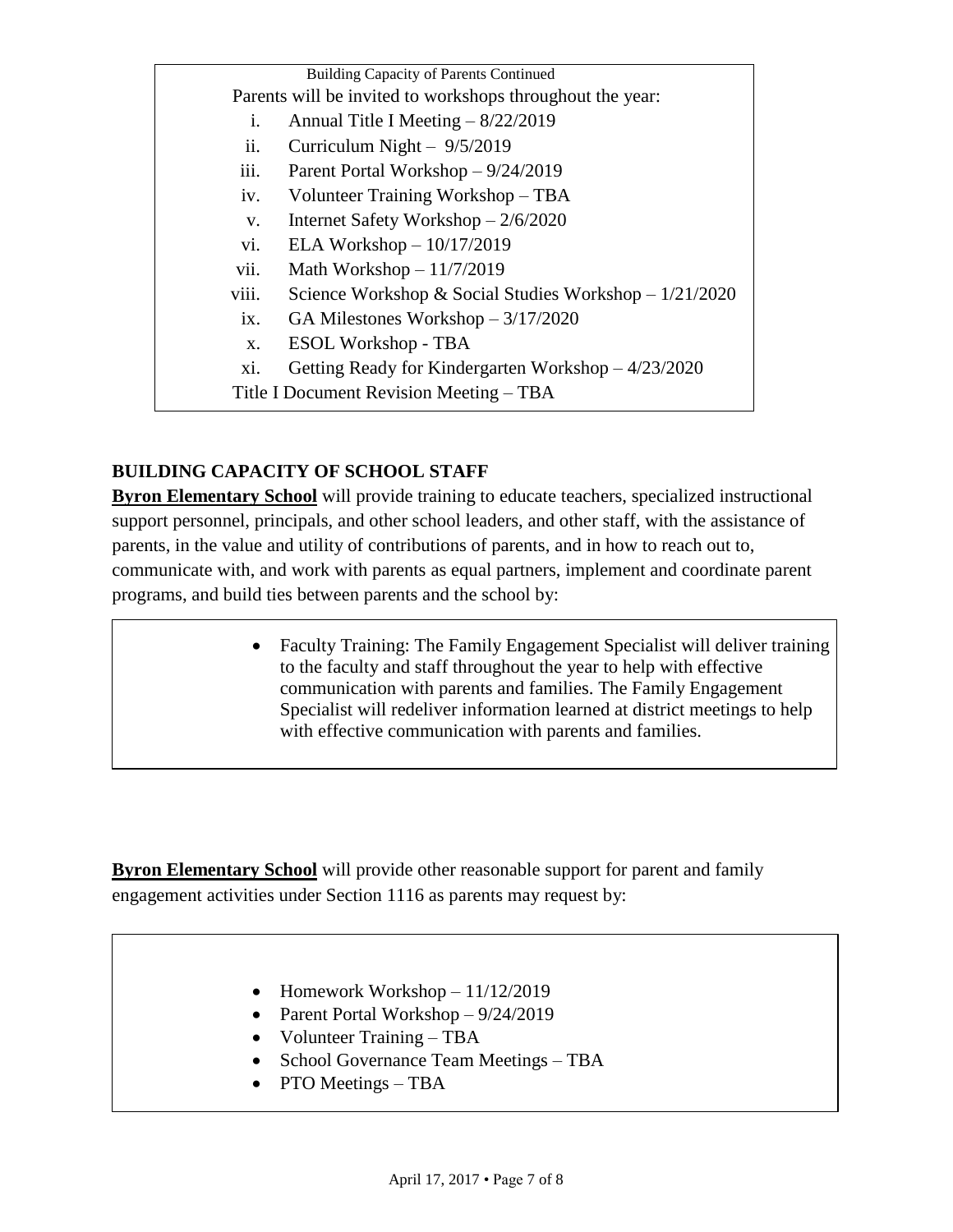Building Capacity of Parents Continued

Parents will be invited to workshops throughout the year:

i. Annual Title I Meeting – 8/22/2019
ii. Curriculum Night – 9/5/2019
iii. Parent Portal Workshop – 9/24/2019
iv. Volunteer Training Workshop – TBA
v. Internet Safety Workshop – 2/6/2020
vi. ELA Workshop – 10/17/2019
vii. Math Workshop – 11/7/2019
viii. Science Workshop & Social Studies Workshop – 1/21/2020
ix. GA Milestones Workshop – 3/17/2020
x. ESOL Workshop - TBA
xi. Getting Ready for Kindergarten Workshop – 4/23/2020

Title I Document Revision Meeting – TBA

## BUILDING CAPACITY OF SCHOOL STAFF

**Byron Elementary School** will provide training to educate teachers, specialized instructional support personnel, principals, and other school leaders, and other staff, with the assistance of parents, in the value and utility of contributions of parents, and in how to reach out to, communicate with, and work with parents as equal partners, implement and coordinate parent programs, and build ties between parents and the school by:

- Faculty Training: The Family Engagement Specialist will deliver training to the faculty and staff throughout the year to help with effective communication with parents and families. The Family Engagement Specialist will redeliver information learned at district meetings to help with effective communication with parents and families.

**Byron Elementary School** will provide other reasonable support for parent and family engagement activities under Section 1116 as parents may request by:

- Homework Workshop – 11/12/2019
- Parent Portal Workshop – 9/24/2019
- Volunteer Training – TBA
- School Governance Team Meetings – TBA
- PTO Meetings – TBA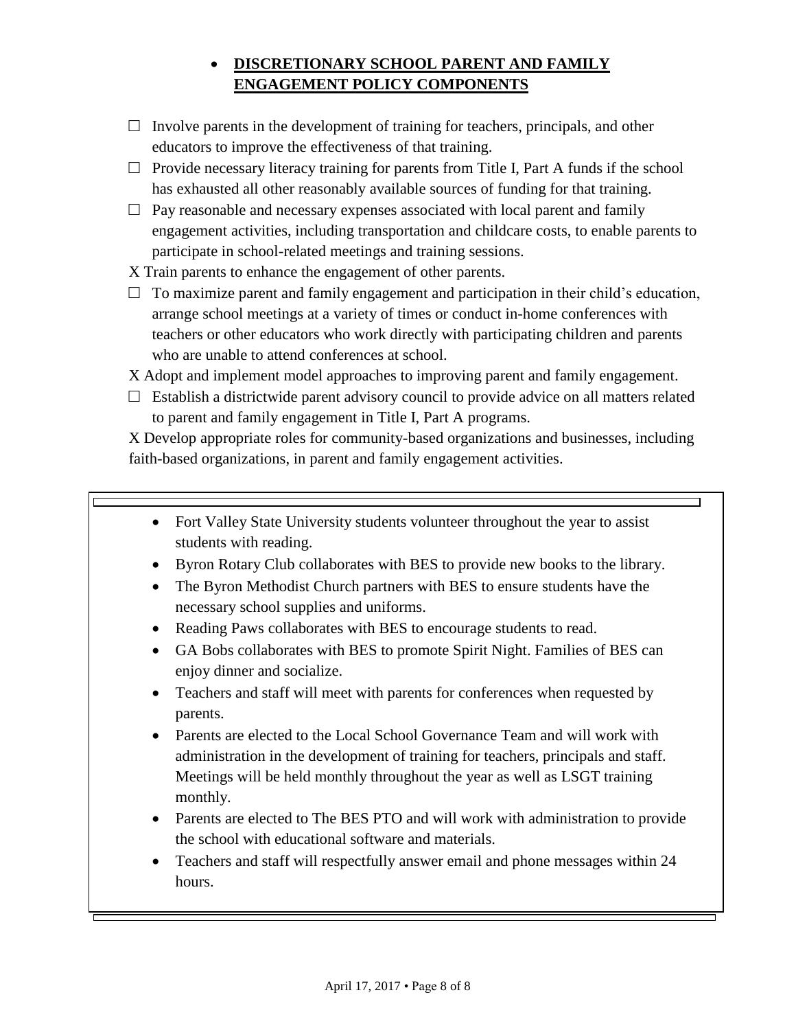- **DISCRETIONARY SCHOOL PARENT AND FAMILY ENGAGEMENT POLICY COMPONENTS**

☐ Involve parents in the development of training for teachers, principals, and other educators to improve the effectiveness of that training.

☐ Provide necessary literacy training for parents from Title I, Part A funds if the school has exhausted all other reasonably available sources of funding for that training.

☐ Pay reasonable and necessary expenses associated with local parent and family engagement activities, including transportation and childcare costs, to enable parents to participate in school-related meetings and training sessions.

X Train parents to enhance the engagement of other parents.

☐ To maximize parent and family engagement and participation in their child's education, arrange school meetings at a variety of times or conduct in-home conferences with teachers or other educators who work directly with participating children and parents who are unable to attend conferences at school.

X Adopt and implement model approaches to improving parent and family engagement.

☐ Establish a districtwide parent advisory council to provide advice on all matters related to parent and family engagement in Title I, Part A programs.

X Develop appropriate roles for community-based organizations and businesses, including faith-based organizations, in parent and family engagement activities.

- Fort Valley State University students volunteer throughout the year to assist students with reading.
- Byron Rotary Club collaborates with BES to provide new books to the library.
- The Byron Methodist Church partners with BES to ensure students have the necessary school supplies and uniforms.
- Reading Paws collaborates with BES to encourage students to read.
- GA Bobs collaborates with BES to promote Spirit Night. Families of BES can enjoy dinner and socialize.
- Teachers and staff will meet with parents for conferences when requested by parents.
- Parents are elected to the Local School Governance Team and will work with administration in the development of training for teachers, principals and staff. Meetings will be held monthly throughout the year as well as LSGT training monthly.
- Parents are elected to The BES PTO and will work with administration to provide the school with educational software and materials.
- Teachers and staff will respectfully answer email and phone messages within 24 hours.